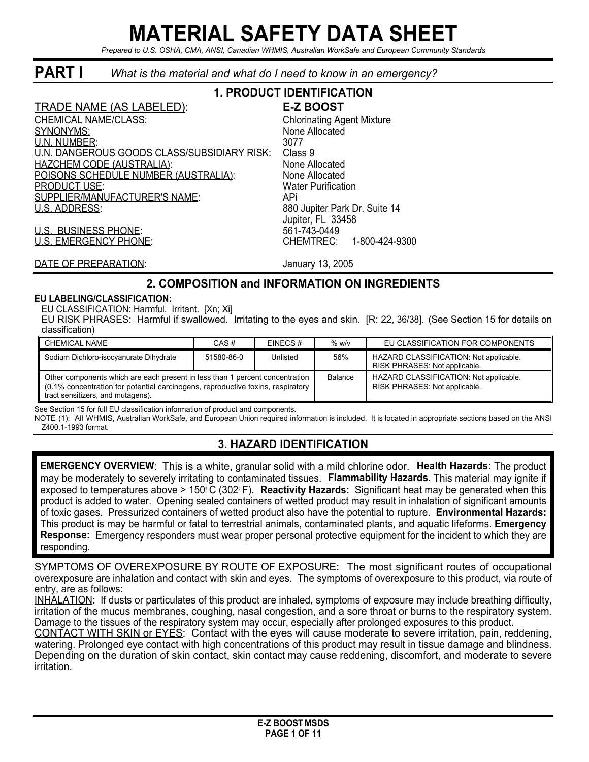# MATERIAL SAFETY DATA SHEET

*Prepared to U.S. OSHA, CMA, ANSI, Canadian WHMIS, Australian WorkSafe and European Community Standards*

## PART I *What is the material and what do I need to know in an emergency?*

### 1. PRODUCT IDENTIFICATION

| | |
|---|---|
| TRADE NAME (AS LABELED): | **E-Z BOOST** |
| CHEMICAL NAME/CLASS: | Chlorinating Agent Mixture |
| SYNONYMS: | None Allocated |
| U.N. NUMBER: | 3077 |
| U.N. DANGEROUS GOODS CLASS/SUBSIDIARY RISK: | Class 9 |
| HAZCHEM CODE (AUSTRALIA): | None Allocated |
| POISONS SCHEDULE NUMBER (AUSTRALIA): | None Allocated |
| PRODUCT USE: | Water Purification |
| SUPPLIER/MANUFACTURER'S NAME: | APi |
| U.S. ADDRESS: | 880 Jupiter Park Dr. Suite 14<br>Jupiter, FL 33458 |
| U.S. BUSINESS PHONE: | 561-743-0449 |
| U.S. EMERGENCY PHONE: | CHEMTREC: 1-800-424-9300 |
| DATE OF PREPARATION: | January 13, 2005 |

### 2. COMPOSITION and INFORMATION ON INGREDIENTS

**EU LABELING/CLASSIFICATION:**

EU CLASSIFICATION: Harmful. Irritant. [Xn; Xi]

EU RISK PHRASES: Harmful if swallowed. Irritating to the eyes and skin. [R: 22, 36/38]. (See Section 15 for details on classification)

| CHEMICAL NAME | CAS # | EINECS # | % w/v | EU CLASSIFICATION FOR COMPONENTS |
|---|---|---|---|---|
| Sodium Dichloro-isocyanurate Dihydrate | 51580-86-0 | Unlisted | 56% | HAZARD CLASSIFICATION: Not applicable. RISK PHRASES: Not applicable. |
| Other components which are each present in less than 1 percent concentration (0.1% concentration for potential carcinogens, reproductive toxins, respiratory tract sensitizers, and mutagens). | | | Balance | HAZARD CLASSIFICATION: Not applicable. RISK PHRASES: Not applicable. |

See Section 15 for full EU classification information of product and components.

NOTE (1): All WHMIS, Australian WorkSafe, and European Union required information is included. It is located in appropriate sections based on the ANSI Z400.1-1993 format.

### 3. HAZARD IDENTIFICATION

**EMERGENCY OVERVIEW**: This is a white, granular solid with a mild chlorine odor. **Health Hazards:** The product may be moderately to severely irritating to contaminated tissues. **Flammability Hazards.** This material may ignite if exposed to temperatures above > 150° C (302° F). **Reactivity Hazards:** Significant heat may be generated when this product is added to water. Opening sealed containers of wetted product may result in inhalation of significant amounts of toxic gases. Pressurized containers of wetted product also have the potential to rupture. **Environmental Hazards:** This product is may be harmful or fatal to terrestrial animals, contaminated plants, and aquatic lifeforms. **Emergency Response:** Emergency responders must wear proper personal protective equipment for the incident to which they are responding.

SYMPTOMS OF OVEREXPOSURE BY ROUTE OF EXPOSURE: The most significant routes of occupational overexposure are inhalation and contact with skin and eyes. The symptoms of overexposure to this product, via route of entry, are as follows:

INHALATION: If dusts or particulates of this product are inhaled, symptoms of exposure may include breathing difficulty, irritation of the mucus membranes, coughing, nasal congestion, and a sore throat or burns to the respiratory system. Damage to the tissues of the respiratory system may occur, especially after prolonged exposures to this product.

CONTACT WITH SKIN or EYES: Contact with the eyes will cause moderate to severe irritation, pain, reddening, watering. Prolonged eye contact with high concentrations of this product may result in tissue damage and blindness. Depending on the duration of skin contact, skin contact may cause reddening, discomfort, and moderate to severe irritation.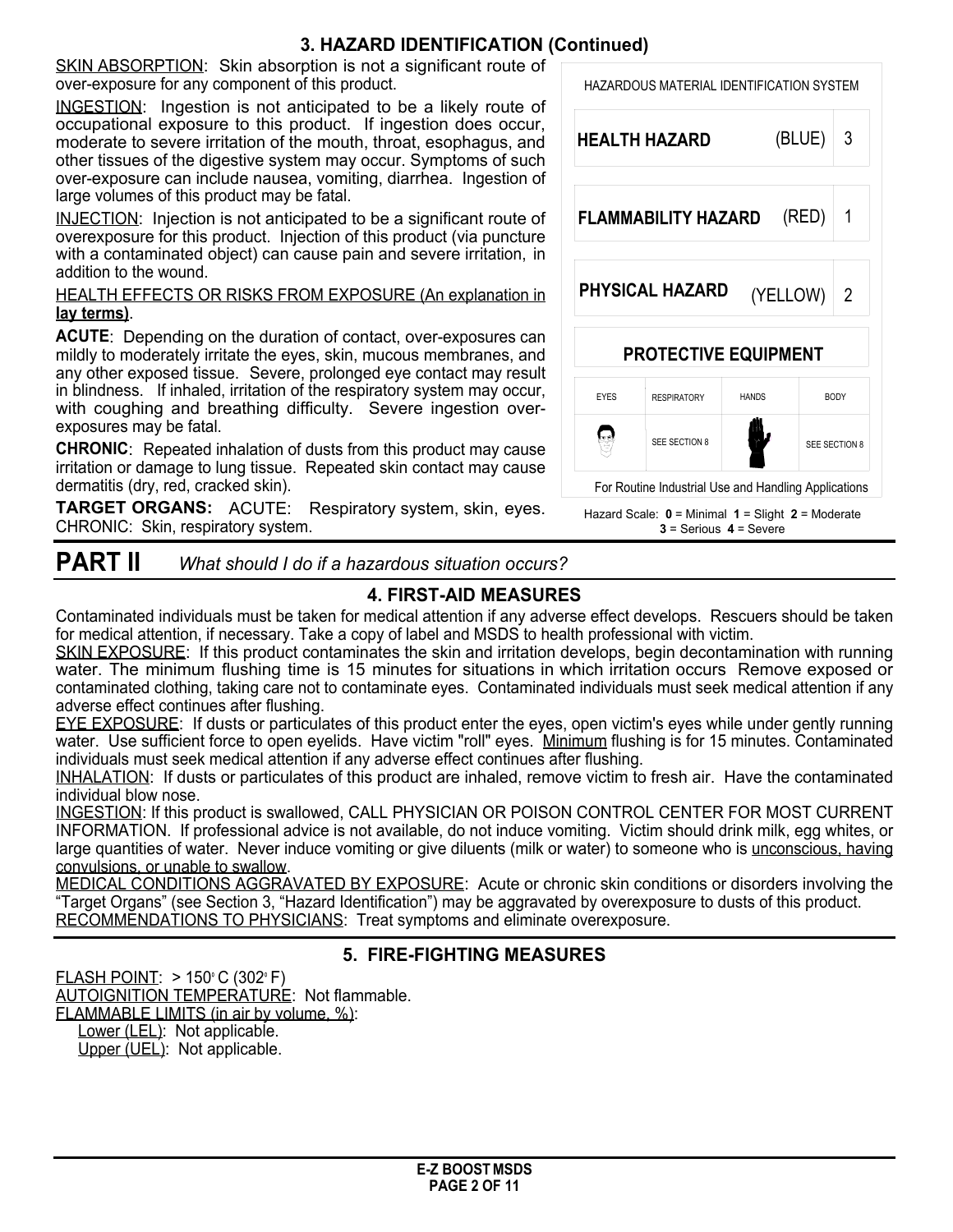## 3. HAZARD IDENTIFICATION (Continued)

SKIN ABSORPTION: Skin absorption is not a significant route of over-exposure for any component of this product.

INGESTION: Ingestion is not anticipated to be a likely route of occupational exposure to this product. If ingestion does occur, moderate to severe irritation of the mouth, throat, esophagus, and other tissues of the digestive system may occur. Symptoms of such over-exposure can include nausea, vomiting, diarrhea. Ingestion of large volumes of this product may be fatal.

INJECTION: Injection is not anticipated to be a significant route of overexposure for this product. Injection of this product (via puncture with a contaminated object) can cause pain and severe irritation, in addition to the wound.

HEALTH EFFECTS OR RISKS FROM EXPOSURE (An explanation in **lay terms)**.

**ACUTE**: Depending on the duration of contact, over-exposures can mildly to moderately irritate the eyes, skin, mucous membranes, and any other exposed tissue. Severe, prolonged eye contact may result in blindness. If inhaled, irritation of the respiratory system may occur, with coughing and breathing difficulty. Severe ingestion over-exposures may be fatal.

**CHRONIC**: Repeated inhalation of dusts from this product may cause irritation or damage to lung tissue. Repeated skin contact may cause dermatitis (dry, red, cracked skin).

**TARGET ORGANS:** ACUTE: Respiratory system, skin, eyes. CHRONIC: Skin, respiratory system.

| HAZARDOUS MATERIAL IDENTIFICATION SYSTEM | | | |
|---|---|---|---|
| **HEALTH HAZARD** | | (BLUE) | 3 |
| **FLAMMABILITY HAZARD** | | (RED) | 1 |
| **PHYSICAL HAZARD** | | (YELLOW) | 2 |
| **PROTECTIVE EQUIPMENT** | | | |
| EYES | RESPIRATORY | HANDS | BODY |
| | SEE SECTION 8 | | SEE SECTION 8 |
| For Routine Industrial Use and Handling Applications | | | |

Hazard Scale: **0** = Minimal **1** = Slight **2** = Moderate **3** = Serious **4** = Severe

# PART II *What should I do if a hazardous situation occurs?*

## 4. FIRST-AID MEASURES

Contaminated individuals must be taken for medical attention if any adverse effect develops. Rescuers should be taken for medical attention, if necessary. Take a copy of label and MSDS to health professional with victim.

SKIN EXPOSURE: If this product contaminates the skin and irritation develops, begin decontamination with running water. The minimum flushing time is 15 minutes for situations in which irritation occurs Remove exposed or contaminated clothing, taking care not to contaminate eyes. Contaminated individuals must seek medical attention if any adverse effect continues after flushing.

EYE EXPOSURE: If dusts or particulates of this product enter the eyes, open victim's eyes while under gently running water. Use sufficient force to open eyelids. Have victim "roll" eyes. Minimum flushing is for 15 minutes. Contaminated individuals must seek medical attention if any adverse effect continues after flushing.

INHALATION: If dusts or particulates of this product are inhaled, remove victim to fresh air. Have the contaminated individual blow nose.

INGESTION: If this product is swallowed, CALL PHYSICIAN OR POISON CONTROL CENTER FOR MOST CURRENT INFORMATION. If professional advice is not available, do not induce vomiting. Victim should drink milk, egg whites, or large quantities of water. Never induce vomiting or give diluents (milk or water) to someone who is unconscious, having convulsions, or unable to swallow.

MEDICAL CONDITIONS AGGRAVATED BY EXPOSURE: Acute or chronic skin conditions or disorders involving the "Target Organs" (see Section 3, "Hazard Identification") may be aggravated by overexposure to dusts of this product.

RECOMMENDATIONS TO PHYSICIANS: Treat symptoms and eliminate overexposure.

## 5. FIRE-FIGHTING MEASURES

FLASH POINT: > 150° C (302° F)

AUTOIGNITION TEMPERATURE: Not flammable.

FLAMMABLE LIMITS (in air by volume, %):

Lower (LEL): Not applicable.

Upper (UEL): Not applicable.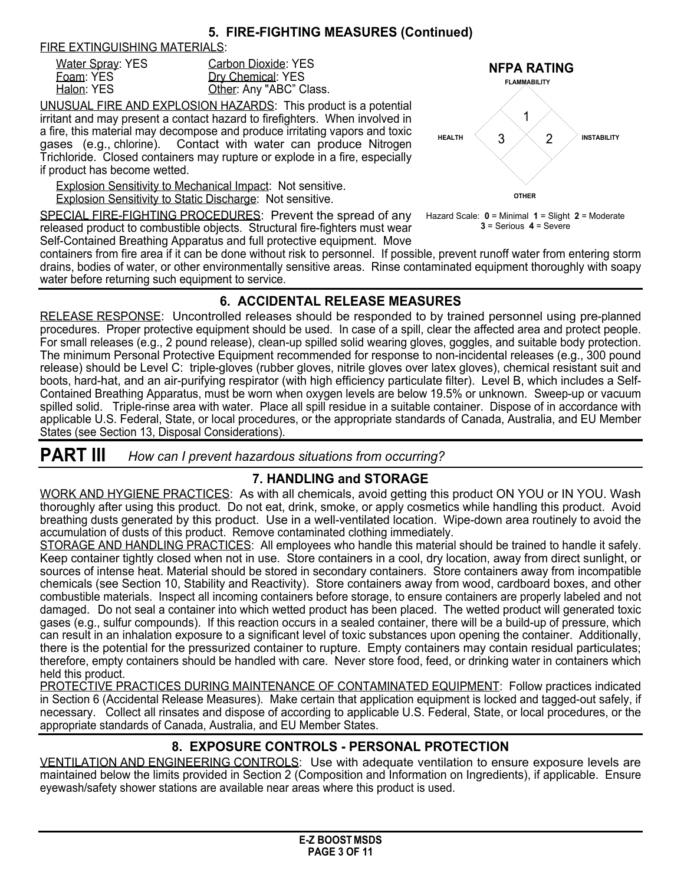## 5. FIRE-FIGHTING MEASURES (Continued)

FIRE EXTINGUISHING MATERIALS:

| | |
|---|---|
| Water Spray: YES | Carbon Dioxide: YES |
| Foam: YES | Dry Chemical: YES |
| Halon: YES | Other: Any "ABC" Class. |

UNUSUAL FIRE AND EXPLOSION HAZARDS: This product is a potential irritant and may present a contact hazard to firefighters. When involved in a fire, this material may decompose and produce irritating vapors and toxic gases (e.g., chlorine). Contact with water can produce Nitrogen Trichloride. Closed containers may rupture or explode in a fire, especially if product has become wetted.

Explosion Sensitivity to Mechanical Impact: Not sensitive.
Explosion Sensitivity to Static Discharge: Not sensitive.

SPECIAL FIRE-FIGHTING PROCEDURES: Prevent the spread of any released product to combustible objects. Structural fire-fighters must wear Self-Contained Breathing Apparatus and full protective equipment. Move containers from fire area if it can be done without risk to personnel. If possible, prevent runoff water from entering storm drains, bodies of water, or other environmentally sensitive areas. Rinse contaminated equipment thoroughly with soapy water before returning such equipment to service.

**NFPA RATING**

| FLAMMABILITY | HEALTH | INSTABILITY | OTHER |
|---|---|---|---|
| 1 | 3 | 2 | |

Hazard Scale: **0** = Minimal **1** = Slight **2** = Moderate **3** = Serious **4** = Severe

## 6. ACCIDENTAL RELEASE MEASURES

RELEASE RESPONSE: Uncontrolled releases should be responded to by trained personnel using pre-planned procedures. Proper protective equipment should be used. In case of a spill, clear the affected area and protect people. For small releases (e.g., 2 pound release), clean-up spilled solid wearing gloves, goggles, and suitable body protection. The minimum Personal Protective Equipment recommended for response to non-incidental releases (e.g., 300 pound release) should be Level C: triple-gloves (rubber gloves, nitrile gloves over latex gloves), chemical resistant suit and boots, hard-hat, and an air-purifying respirator (with high efficiency particulate filter). Level B, which includes a Self-Contained Breathing Apparatus, must be worn when oxygen levels are below 19.5% or unknown. Sweep-up or vacuum spilled solid. Triple-rinse area with water. Place all spill residue in a suitable container. Dispose of in accordance with applicable U.S. Federal, State, or local procedures, or the appropriate standards of Canada, Australia, and EU Member States (see Section 13, Disposal Considerations).

# PART III *How can I prevent hazardous situations from occurring?*

## 7. HANDLING and STORAGE

WORK AND HYGIENE PRACTICES: As with all chemicals, avoid getting this product ON YOU or IN YOU. Wash thoroughly after using this product. Do not eat, drink, smoke, or apply cosmetics while handling this product. Avoid breathing dusts generated by this product. Use in a well-ventilated location. Wipe-down area routinely to avoid the accumulation of dusts of this product. Remove contaminated clothing immediately.

STORAGE AND HANDLING PRACTICES: All employees who handle this material should be trained to handle it safely. Keep container tightly closed when not in use. Store containers in a cool, dry location, away from direct sunlight, or sources of intense heat. Material should be stored in secondary containers. Store containers away from incompatible chemicals (see Section 10, Stability and Reactivity). Store containers away from wood, cardboard boxes, and other combustible materials. Inspect all incoming containers before storage, to ensure containers are properly labeled and not damaged. Do not seal a container into which wetted product has been placed. The wetted product will generated toxic gases (e.g., sulfur compounds). If this reaction occurs in a sealed container, there will be a build-up of pressure, which can result in an inhalation exposure to a significant level of toxic substances upon opening the container. Additionally, there is the potential for the pressurized container to rupture. Empty containers may contain residual particulates; therefore, empty containers should be handled with care. Never store food, feed, or drinking water in containers which held this product.

PROTECTIVE PRACTICES DURING MAINTENANCE OF CONTAMINATED EQUIPMENT: Follow practices indicated in Section 6 (Accidental Release Measures). Make certain that application equipment is locked and tagged-out safely, if necessary. Collect all rinsates and dispose of according to applicable U.S. Federal, State, or local procedures, or the appropriate standards of Canada, Australia, and EU Member States.

## 8. EXPOSURE CONTROLS - PERSONAL PROTECTION

VENTILATION AND ENGINEERING CONTROLS: Use with adequate ventilation to ensure exposure levels are maintained below the limits provided in Section 2 (Composition and Information on Ingredients), if applicable. Ensure eyewash/safety shower stations are available near areas where this product is used.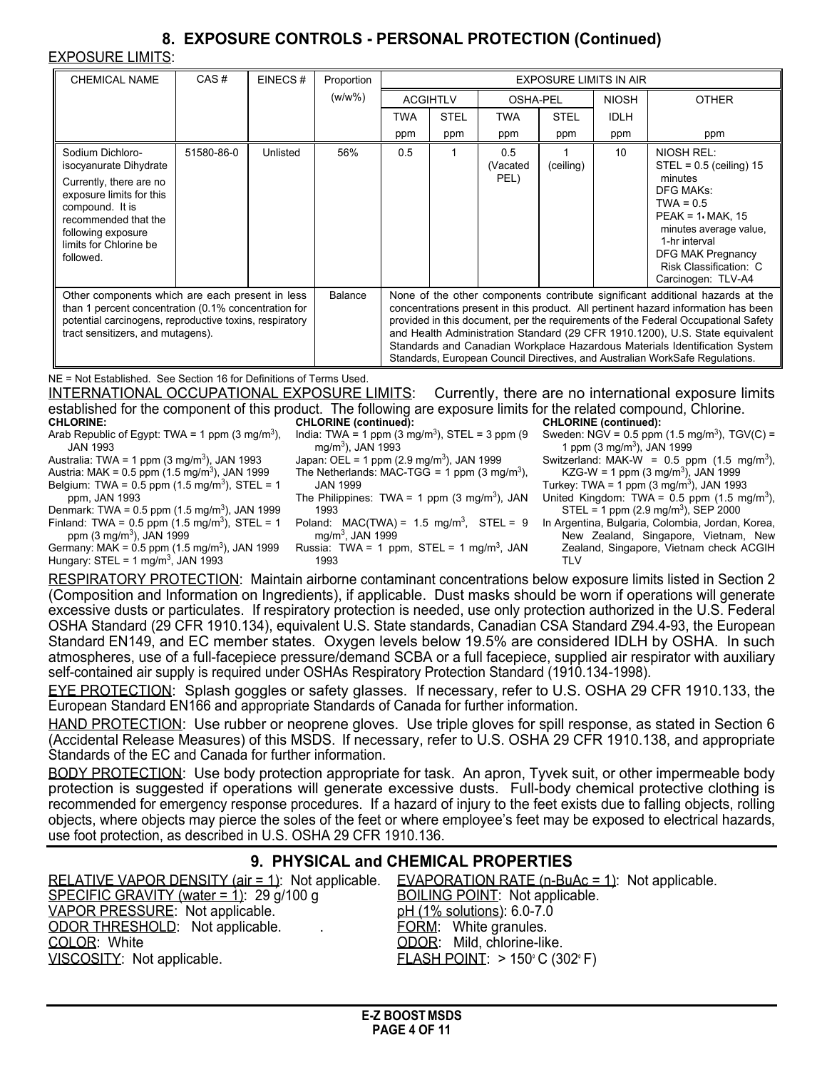## 8. EXPOSURE CONTROLS - PERSONAL PROTECTION (Continued)

EXPOSURE LIMITS:

| CHEMICAL NAME | CAS # | EINECS # | Proportion (w/w%) | EXPOSURE LIMITS IN AIR | | | | | |
|---|---|---|---|---|---|---|---|---|---|
| | | | | ACGIHTLV | | OSHA-PEL | | NIOSH | OTHER |
| | | | | TWA ppm | STEL ppm | TWA ppm | STEL ppm | IDLH ppm | ppm |
| Sodium Dichloro-isocyanurate Dihydrate<br><br>Currently, there are no exposure limits for this compound. It is recommended that the following exposure limits for Chlorine be followed. | 51580-86-0 | Unlisted | 56% | 0.5 | 1 | 0.5 (Vacated PEL) | 1 (ceiling) | 10 | NIOSH REL: STEL = 0.5 (ceiling) 15 minutes<br>DFG MAKs: TWA = 0.5<br>PEAK = 1• MAK, 15 minutes average value, 1-hr interval<br>DFG MAK Pregnancy Risk Classification: C<br>Carcinogen: TLV-A4 |
| Other components which are each present in less than 1 percent concentration (0.1% concentration for potential carcinogens, reproductive toxins, respiratory tract sensitizers, and mutagens). | | | Balance | None of the other components contribute significant additional hazards at the concentrations present in this product. All pertinent hazard information has been provided in this document, per the requirements of the Federal Occupational Safety and Health Administration Standard (29 CFR 1910.1200), U.S. State equivalent Standards and Canadian Workplace Hazardous Materials Identification System Standards, European Council Directives, and Australian WorkSafe Regulations. | | | | | |

NE = Not Established. See Section 16 for Definitions of Terms Used.

INTERNATIONAL OCCUPATIONAL EXPOSURE LIMITS: Currently, there are no international exposure limits established for the component of this product. The following are exposure limits for the related compound, Chlorine.

**CHLORINE:**
Arab Republic of Egypt: TWA = 1 ppm (3 mg/m$^3$), JAN 1993
Australia: TWA = 1 ppm (3 mg/m$^3$), JAN 1993
Austria: MAK = 0.5 ppm (1.5 mg/m$^3$), JAN 1999
Belgium: TWA = 0.5 ppm (1.5 mg/m$^3$), STEL = 1 ppm, JAN 1993
Denmark: TWA = 0.5 ppm (1.5 mg/m$^3$), JAN 1999
Finland: TWA = 0.5 ppm (1.5 mg/m$^3$), STEL = 1 ppm (3 mg/m$^3$), JAN 1999
Germany: MAK = 0.5 ppm (1.5 mg/m$^3$), JAN 1999
Hungary: STEL = 1 mg/m$^3$, JAN 1993

**CHLORINE (continued):**
India: TWA = 1 ppm (3 mg/m$^3$), STEL = 3 ppm (9 mg/m$^3$), JAN 1993
Japan: OEL = 1 ppm (2.9 mg/m$^3$), JAN 1999
The Netherlands: MAC-TGG = 1 ppm (3 mg/m$^3$), JAN 1999
The Philippines: TWA = 1 ppm (3 mg/m$^3$), JAN 1993
Poland: MAC(TWA) = 1.5 mg/m$^3$, STEL = 9 mg/m$^3$, JAN 1999
Russia: TWA = 1 ppm, STEL = 1 mg/m$^3$, JAN 1993

**CHLORINE (continued):**
Sweden: NGV = 0.5 ppm (1.5 mg/m$^3$), TGV(C) = 1 ppm (3 mg/m$^3$), JAN 1999
Switzerland: MAK-W = 0.5 ppm (1.5 mg/m$^3$), KZG-W = 1 ppm (3 mg/m$^3$), JAN 1999
Turkey: TWA = 1 ppm (3 mg/m$^3$), JAN 1993
United Kingdom: TWA = 0.5 ppm (1.5 mg/m$^3$), STEL = 1 ppm (2.9 mg/m$^3$), SEP 2000
In Argentina, Bulgaria, Colombia, Jordan, Korea, New Zealand, Singapore, Vietnam, New Zealand, Singapore, Vietnam check ACGIH TLV

RESPIRATORY PROTECTION: Maintain airborne contaminant concentrations below exposure limits listed in Section 2 (Composition and Information on Ingredients), if applicable. Dust masks should be worn if operations will generate excessive dusts or particulates. If respiratory protection is needed, use only protection authorized in the U.S. Federal OSHA Standard (29 CFR 1910.134), equivalent U.S. State standards, Canadian CSA Standard Z94.4-93, the European Standard EN149, and EC member states. Oxygen levels below 19.5% are considered IDLH by OSHA. In such atmospheres, use of a full-facepiece pressure/demand SCBA or a full facepiece, supplied air respirator with auxiliary self-contained air supply is required under OSHAs Respiratory Protection Standard (1910.134-1998).

EYE PROTECTION: Splash goggles or safety glasses. If necessary, refer to U.S. OSHA 29 CFR 1910.133, the European Standard EN166 and appropriate Standards of Canada for further information.

HAND PROTECTION: Use rubber or neoprene gloves. Use triple gloves for spill response, as stated in Section 6 (Accidental Release Measures) of this MSDS. If necessary, refer to U.S. OSHA 29 CFR 1910.138, and appropriate Standards of the EC and Canada for further information.

BODY PROTECTION: Use body protection appropriate for task. An apron, Tyvek suit, or other impermeable body protection is suggested if operations will generate excessive dusts. Full-body chemical protective clothing is recommended for emergency response procedures. If a hazard of injury to the feet exists due to falling objects, rolling objects, where objects may pierce the soles of the feet or where employee's feet may be exposed to electrical hazards, use foot protection, as described in U.S. OSHA 29 CFR 1910.136.

## 9. PHYSICAL and CHEMICAL PROPERTIES

RELATIVE VAPOR DENSITY (air = 1): Not applicable.
SPECIFIC GRAVITY (water = 1): 29 g/100 g
VAPOR PRESSURE: Not applicable.
ODOR THRESHOLD: Not applicable.
COLOR: White
VISCOSITY: Not applicable.
EVAPORATION RATE (n-BuAc = 1): Not applicable.
BOILING POINT: Not applicable.
pH (1% solutions): 6.0-7.0
FORM: White granules.
ODOR: Mild, chlorine-like.
FLASH POINT: > 150°C (302°F)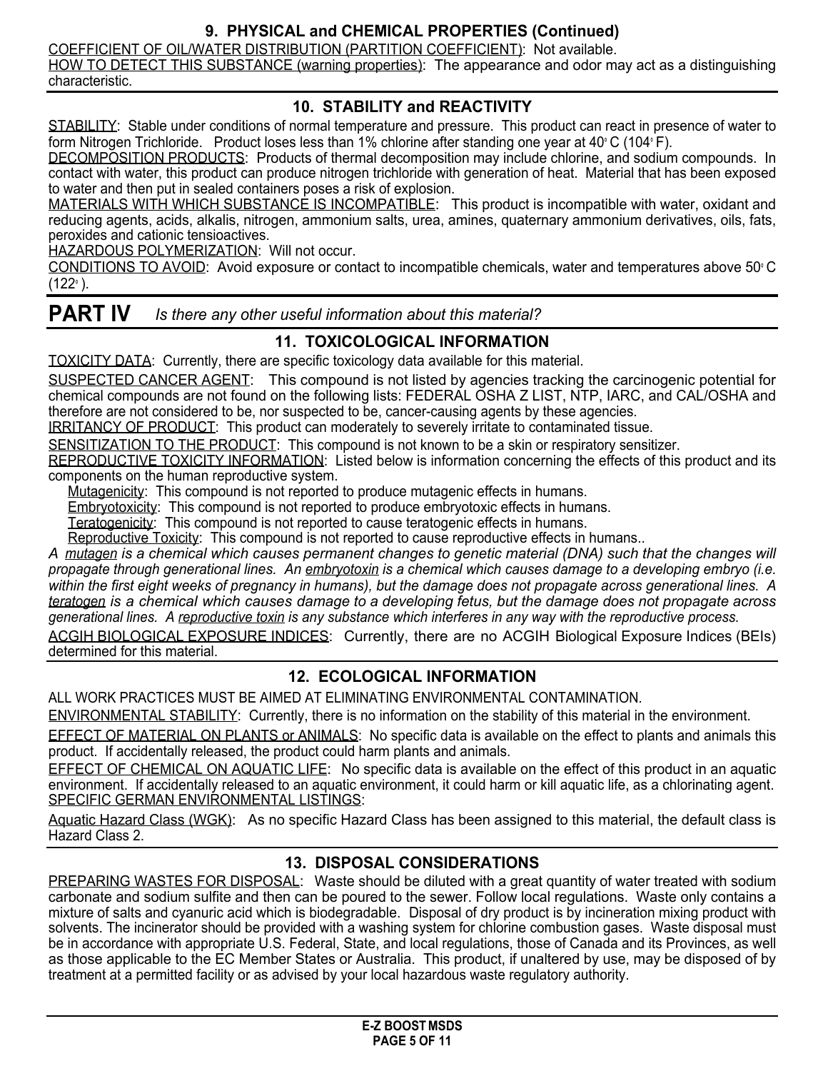## 9. PHYSICAL and CHEMICAL PROPERTIES (Continued)

COEFFICIENT OF OIL/WATER DISTRIBUTION (PARTITION COEFFICIENT): Not available.
HOW TO DETECT THIS SUBSTANCE (warning properties): The appearance and odor may act as a distinguishing characteristic.

## 10. STABILITY and REACTIVITY

STABILITY: Stable under conditions of normal temperature and pressure. This product can react in presence of water to form Nitrogen Trichloride. Product loses less than 1% chlorine after standing one year at 40° C (104° F).
DECOMPOSITION PRODUCTS: Products of thermal decomposition may include chlorine, and sodium compounds. In contact with water, this product can produce nitrogen trichloride with generation of heat. Material that has been exposed to water and then put in sealed containers poses a risk of explosion.
MATERIALS WITH WHICH SUBSTANCE IS INCOMPATIBLE: This product is incompatible with water, oxidant and reducing agents, acids, alkalis, nitrogen, ammonium salts, urea, amines, quaternary ammonium derivatives, oils, fats, peroxides and cationic tensioactives.
HAZARDOUS POLYMERIZATION: Will not occur.
CONDITIONS TO AVOID: Avoid exposure or contact to incompatible chemicals, water and temperatures above 50° C (122° ).

# PART IV *Is there any other useful information about this material?*

## 11. TOXICOLOGICAL INFORMATION

TOXICITY DATA: Currently, there are specific toxicology data available for this material.
SUSPECTED CANCER AGENT: This compound is not listed by agencies tracking the carcinogenic potential for chemical compounds are not found on the following lists: FEDERAL OSHA Z LIST, NTP, IARC, and CAL/OSHA and therefore are not considered to be, nor suspected to be, cancer-causing agents by these agencies.
IRRITANCY OF PRODUCT: This product can moderately to severely irritate to contaminated tissue.
SENSITIZATION TO THE PRODUCT: This compound is not known to be a skin or respiratory sensitizer.
REPRODUCTIVE TOXICITY INFORMATION: Listed below is information concerning the effects of this product and its components on the human reproductive system.

Mutagenicity: This compound is not reported to produce mutagenic effects in humans.
Embryotoxicity: This compound is not reported to produce embryotoxic effects in humans.
Teratogenicity: This compound is not reported to cause teratogenic effects in humans.
Reproductive Toxicity: This compound is not reported to cause reproductive effects in humans..

*A mutagen is a chemical which causes permanent changes to genetic material (DNA) such that the changes will propagate through generational lines. An embryotoxin is a chemical which causes damage to a developing embryo (i.e. within the first eight weeks of pregnancy in humans), but the damage does not propagate across generational lines. A teratogen is a chemical which causes damage to a developing fetus, but the damage does not propagate across generational lines. A reproductive toxin is any substance which interferes in any way with the reproductive process.*

ACGIH BIOLOGICAL EXPOSURE INDICES: Currently, there are no ACGIH Biological Exposure Indices (BEIs) determined for this material.

## 12. ECOLOGICAL INFORMATION

ALL WORK PRACTICES MUST BE AIMED AT ELIMINATING ENVIRONMENTAL CONTAMINATION.
ENVIRONMENTAL STABILITY: Currently, there is no information on the stability of this material in the environment.
EFFECT OF MATERIAL ON PLANTS or ANIMALS: No specific data is available on the effect to plants and animals this product. If accidentally released, the product could harm plants and animals.
EFFECT OF CHEMICAL ON AQUATIC LIFE: No specific data is available on the effect of this product in an aquatic environment. If accidentally released to an aquatic environment, it could harm or kill aquatic life, as a chlorinating agent.
SPECIFIC GERMAN ENVIRONMENTAL LISTINGS:
Aquatic Hazard Class (WGK): As no specific Hazard Class has been assigned to this material, the default class is Hazard Class 2.

## 13. DISPOSAL CONSIDERATIONS

PREPARING WASTES FOR DISPOSAL: Waste should be diluted with a great quantity of water treated with sodium carbonate and sodium sulfite and then can be poured to the sewer. Follow local regulations. Waste only contains a mixture of salts and cyanuric acid which is biodegradable. Disposal of dry product is by incineration mixing product with solvents. The incinerator should be provided with a washing system for chlorine combustion gases. Waste disposal must be in accordance with appropriate U.S. Federal, State, and local regulations, those of Canada and its Provinces, as well as those applicable to the EC Member States or Australia. This product, if unaltered by use, may be disposed of by treatment at a permitted facility or as advised by your local hazardous waste regulatory authority.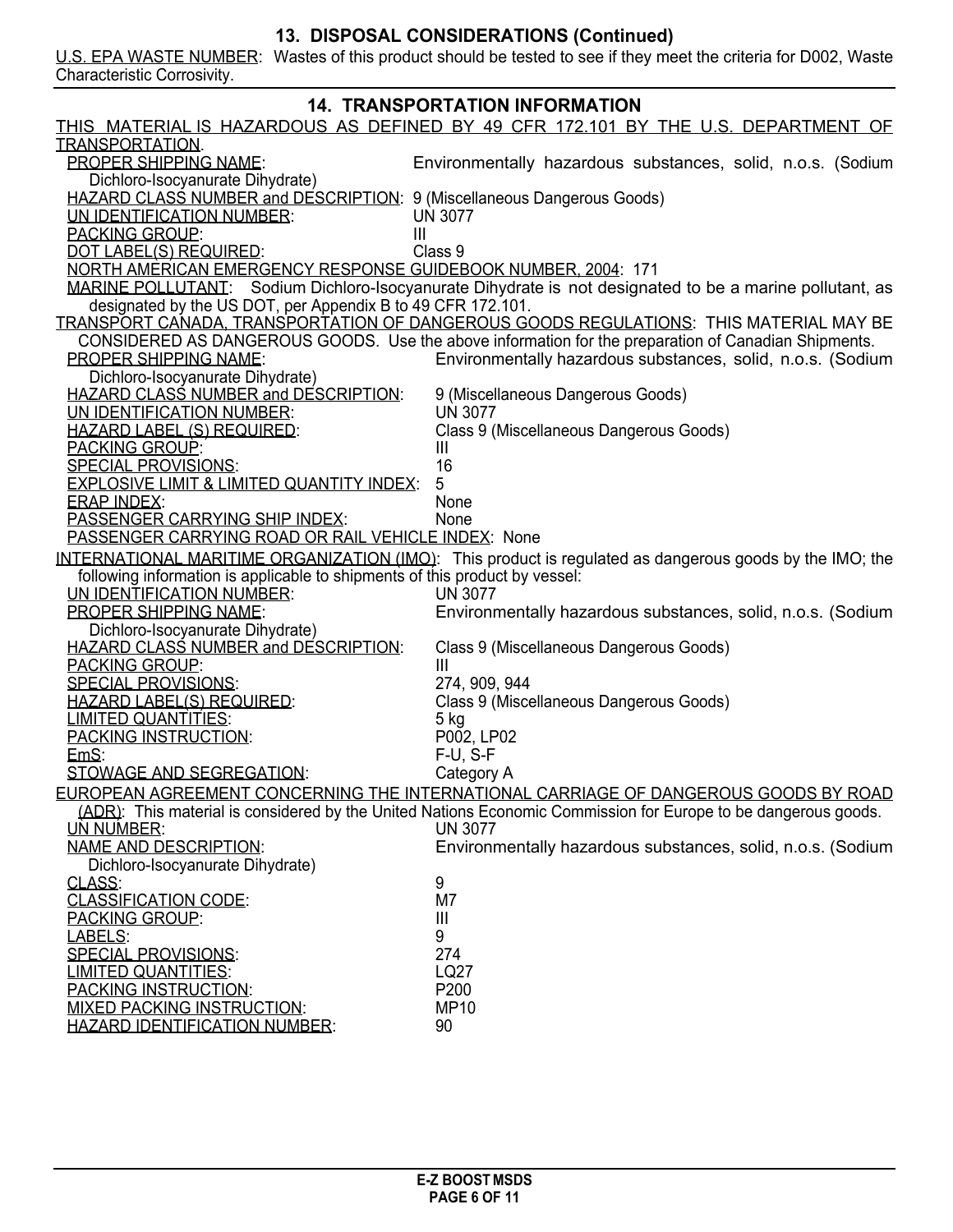## 13. DISPOSAL CONSIDERATIONS (Continued)

U.S. EPA WASTE NUMBER: Wastes of this product should be tested to see if they meet the criteria for D002, Waste Characteristic Corrosivity.

## 14. TRANSPORTATION INFORMATION

THIS MATERIAL IS HAZARDOUS AS DEFINED BY 49 CFR 172.101 BY THE U.S. DEPARTMENT OF TRANSPORTATION.

PROPER SHIPPING NAME: Environmentally hazardous substances, solid, n.o.s. (Sodium Dichloro-Isocyanurate Dihydrate)
HAZARD CLASS NUMBER and DESCRIPTION: 9 (Miscellaneous Dangerous Goods)
UN IDENTIFICATION NUMBER: UN 3077
PACKING GROUP: III
DOT LABEL(S) REQUIRED: Class 9
NORTH AMERICAN EMERGENCY RESPONSE GUIDEBOOK NUMBER, 2004: 171
MARINE POLLUTANT: Sodium Dichloro-Isocyanurate Dihydrate is not designated to be a marine pollutant, as designated by the US DOT, per Appendix B to 49 CFR 172.101.

TRANSPORT CANADA, TRANSPORTATION OF DANGEROUS GOODS REGULATIONS: THIS MATERIAL MAY BE CONSIDERED AS DANGEROUS GOODS. Use the above information for the preparation of Canadian Shipments.

PROPER SHIPPING NAME: Environmentally hazardous substances, solid, n.o.s. (Sodium Dichloro-Isocyanurate Dihydrate)
HAZARD CLASS NUMBER and DESCRIPTION: 9 (Miscellaneous Dangerous Goods)
UN IDENTIFICATION NUMBER: UN 3077
HAZARD LABEL (S) REQUIRED: Class 9 (Miscellaneous Dangerous Goods)
PACKING GROUP: III
SPECIAL PROVISIONS: 16
EXPLOSIVE LIMIT & LIMITED QUANTITY INDEX: 5
ERAP INDEX: None
PASSENGER CARRYING SHIP INDEX: None
PASSENGER CARRYING ROAD OR RAIL VEHICLE INDEX: None

INTERNATIONAL MARITIME ORGANIZATION (IMO): This product is regulated as dangerous goods by the IMO; the following information is applicable to shipments of this product by vessel:

UN IDENTIFICATION NUMBER: UN 3077
PROPER SHIPPING NAME: Environmentally hazardous substances, solid, n.o.s. (Sodium Dichloro-Isocyanurate Dihydrate)
HAZARD CLASS NUMBER and DESCRIPTION: Class 9 (Miscellaneous Dangerous Goods)
PACKING GROUP: III
SPECIAL PROVISIONS: 274, 909, 944
HAZARD LABEL(S) REQUIRED: Class 9 (Miscellaneous Dangerous Goods)
LIMITED QUANTITIES: 5 kg
PACKING INSTRUCTION: P002, LP02
EmS: F-U, S-F
STOWAGE AND SEGREGATION: Category A

EUROPEAN AGREEMENT CONCERNING THE INTERNATIONAL CARRIAGE OF DANGEROUS GOODS BY ROAD (ADR): This material is considered by the United Nations Economic Commission for Europe to be dangerous goods.

UN NUMBER: UN 3077
NAME AND DESCRIPTION: Environmentally hazardous substances, solid, n.o.s. (Sodium Dichloro-Isocyanurate Dihydrate)
CLASS: 9
CLASSIFICATION CODE: M7
PACKING GROUP: III
LABELS: 9
SPECIAL PROVISIONS: 274
LIMITED QUANTITIES: LQ27
PACKING INSTRUCTION: P200
MIXED PACKING INSTRUCTION: MP10
HAZARD IDENTIFICATION NUMBER: 90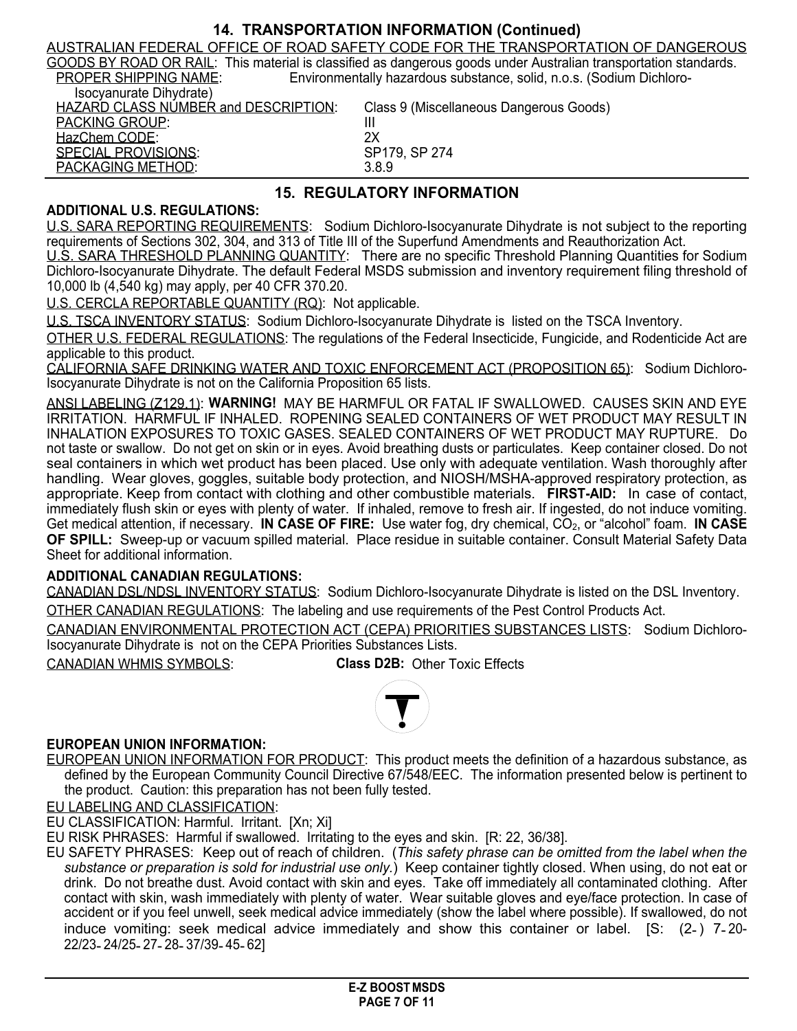## 14. TRANSPORTATION INFORMATION (Continued)

AUSTRALIAN FEDERAL OFFICE OF ROAD SAFETY CODE FOR THE TRANSPORTATION OF DANGEROUS GOODS BY ROAD OR RAIL: This material is classified as dangerous goods under Australian transportation standards.

PROPER SHIPPING NAME: Environmentally hazardous substance, solid, n.o.s. (Sodium Dichloro-Isocyanurate Dihydrate)

HAZARD CLASS NUMBER and DESCRIPTION: Class 9 (Miscellaneous Dangerous Goods)

PACKING GROUP: III

HazChem CODE: 2X

SPECIAL PROVISIONS: SP179, SP 274

PACKAGING METHOD: 3.8.9

## 15. REGULATORY INFORMATION

**ADDITIONAL U.S. REGULATIONS:**

U.S. SARA REPORTING REQUIREMENTS: Sodium Dichloro-Isocyanurate Dihydrate is not subject to the reporting requirements of Sections 302, 304, and 313 of Title III of the Superfund Amendments and Reauthorization Act.

U.S. SARA THRESHOLD PLANNING QUANTITY: There are no specific Threshold Planning Quantities for Sodium Dichloro-Isocyanurate Dihydrate. The default Federal MSDS submission and inventory requirement filing threshold of 10,000 lb (4,540 kg) may apply, per 40 CFR 370.20.

U.S. CERCLA REPORTABLE QUANTITY (RQ): Not applicable.

U.S. TSCA INVENTORY STATUS: Sodium Dichloro-Isocyanurate Dihydrate is listed on the TSCA Inventory.

OTHER U.S. FEDERAL REGULATIONS: The regulations of the Federal Insecticide, Fungicide, and Rodenticide Act are applicable to this product.

CALIFORNIA SAFE DRINKING WATER AND TOXIC ENFORCEMENT ACT (PROPOSITION 65): Sodium Dichloro-Isocyanurate Dihydrate is not on the California Proposition 65 lists.

ANSI LABELING (Z129.1): **WARNING!** MAY BE HARMFUL OR FATAL IF SWALLOWED. CAUSES SKIN AND EYE IRRITATION. HARMFUL IF INHALED. ROPENING SEALED CONTAINERS OF WET PRODUCT MAY RESULT IN INHALATION EXPOSURES TO TOXIC GASES. SEALED CONTAINERS OF WET PRODUCT MAY RUPTURE. Do not taste or swallow. Do not get on skin or in eyes. Avoid breathing dusts or particulates. Keep container closed. Do not seal containers in which wet product has been placed. Use only with adequate ventilation. Wash thoroughly after handling. Wear gloves, goggles, suitable body protection, and NIOSH/MSHA-approved respiratory protection, as appropriate. Keep from contact with clothing and other combustible materials. **FIRST-AID:** In case of contact, immediately flush skin or eyes with plenty of water. If inhaled, remove to fresh air. If ingested, do not induce vomiting. Get medical attention, if necessary. **IN CASE OF FIRE:** Use water fog, dry chemical, $CO_2$, or "alcohol" foam. **IN CASE OF SPILL:** Sweep-up or vacuum spilled material. Place residue in suitable container. Consult Material Safety Data Sheet for additional information.

**ADDITIONAL CANADIAN REGULATIONS:**

CANADIAN DSL/NDSL INVENTORY STATUS: Sodium Dichloro-Isocyanurate Dihydrate is listed on the DSL Inventory.

OTHER CANADIAN REGULATIONS: The labeling and use requirements of the Pest Control Products Act.

CANADIAN ENVIRONMENTAL PROTECTION ACT (CEPA) PRIORITIES SUBSTANCES LISTS: Sodium Dichloro-Isocyanurate Dihydrate is not on the CEPA Priorities Substances Lists.

CANADIAN WHMIS SYMBOLS: **Class D2B:** Other Toxic Effects

**EUROPEAN UNION INFORMATION:**

EUROPEAN UNION INFORMATION FOR PRODUCT: This product meets the definition of a hazardous substance, as defined by the European Community Council Directive 67/548/EEC. The information presented below is pertinent to the product. Caution: this preparation has not been fully tested.

EU LABELING AND CLASSIFICATION:

EU CLASSIFICATION: Harmful. Irritant. [Xn; Xi]

EU RISK PHRASES: Harmful if swallowed. Irritating to the eyes and skin. [R: 22, 36/38].

EU SAFETY PHRASES: Keep out of reach of children. (*This safety phrase can be omitted from the label when the substance or preparation is sold for industrial use only.*) Keep container tightly closed. When using, do not eat or drink. Do not breathe dust. Avoid contact with skin and eyes. Take off immediately all contaminated clothing. After contact with skin, wash immediately with plenty of water. Wear suitable gloves and eye/face protection. In case of accident or if you feel unwell, seek medical advice immediately (show the label where possible). If swallowed, do not induce vomiting: seek medical advice immediately and show this container or label. [S: (2-) 7-20-22/23-24/25-27-28-37/39-45-62]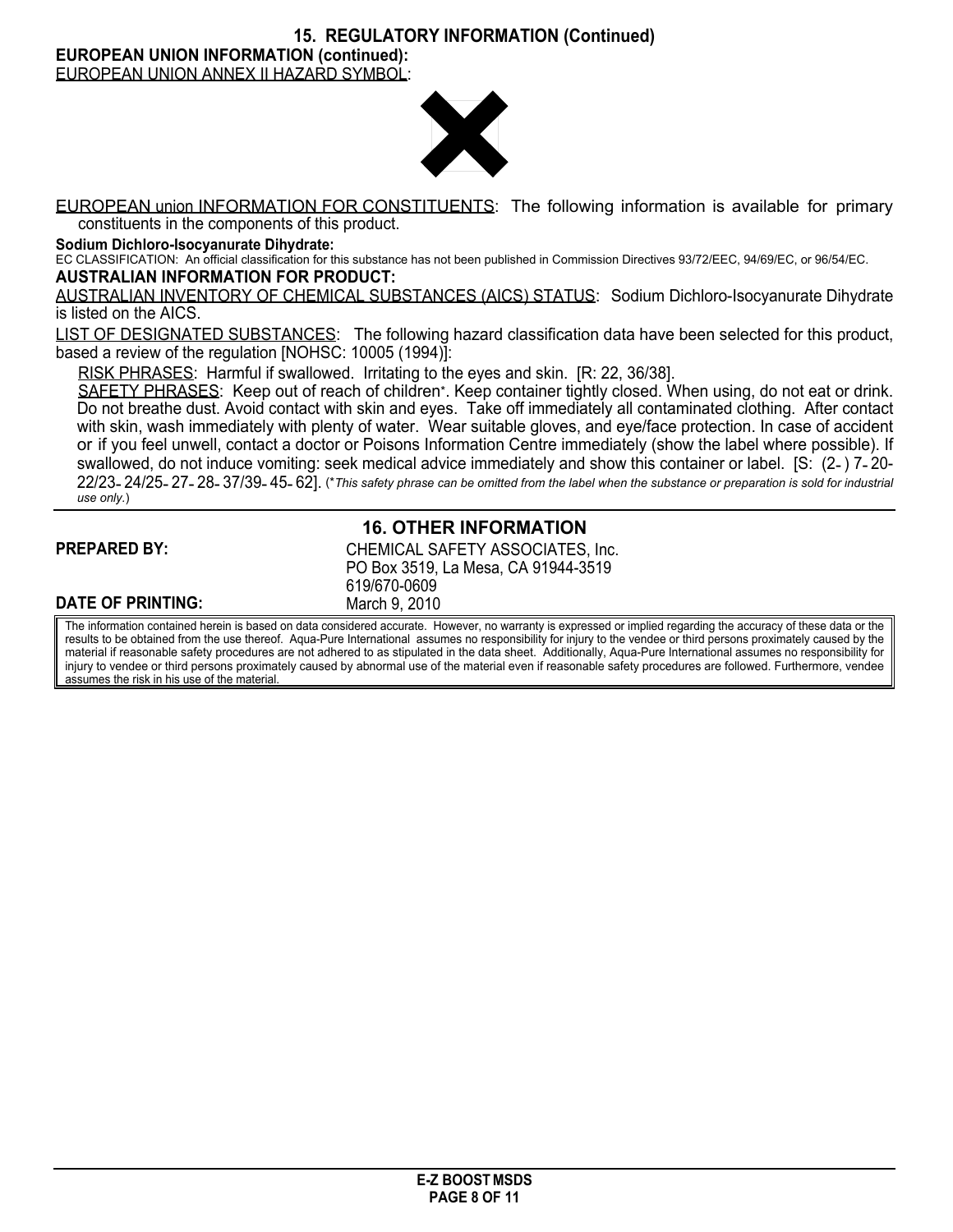## 15. REGULATORY INFORMATION (Continued)

**EUROPEAN UNION INFORMATION (continued):**

EUROPEAN UNION ANNEX II HAZARD SYMBOL:

EUROPEAN union INFORMATION FOR CONSTITUENTS: The following information is available for primary constituents in the components of this product.

**Sodium Dichloro-Isocyanurate Dihydrate:**

EC CLASSIFICATION: An official classification for this substance has not been published in Commission Directives 93/72/EEC, 94/69/EC, or 96/54/EC.

**AUSTRALIAN INFORMATION FOR PRODUCT:**

AUSTRALIAN INVENTORY OF CHEMICAL SUBSTANCES (AICS) STATUS: Sodium Dichloro-Isocyanurate Dihydrate is listed on the AICS.

LIST OF DESIGNATED SUBSTANCES: The following hazard classification data have been selected for this product, based a review of the regulation [NOHSC: 10005 (1994)]:

RISK PHRASES: Harmful if swallowed. Irritating to the eyes and skin. [R: 22, 36/38].

SAFETY PHRASES: Keep out of reach of children*. Keep container tightly closed. When using, do not eat or drink. Do not breathe dust. Avoid contact with skin and eyes. Take off immediately all contaminated clothing. After contact with skin, wash immediately with plenty of water. Wear suitable gloves, and eye/face protection. In case of accident or if you feel unwell, contact a doctor or Poisons Information Centre immediately (show the label where possible). If swallowed, do not induce vomiting: seek medical advice immediately and show this container or label. [S: (2-) 7-20-22/23-24/25-27-28-37/39-45-62]. (**This safety phrase can be omitted from the label when the substance or preparation is sold for industrial use only.*)

## 16. OTHER INFORMATION

**PREPARED BY:** CHEMICAL SAFETY ASSOCIATES, Inc.
PO Box 3519, La Mesa, CA 91944-3519
619/670-0609

**DATE OF PRINTING:** March 9, 2010

The information contained herein is based on data considered accurate. However, no warranty is expressed or implied regarding the accuracy of these data or the results to be obtained from the use thereof. Aqua-Pure International assumes no responsibility for injury to the vendee or third persons proximately caused by the material if reasonable safety procedures are not adhered to as stipulated in the data sheet. Additionally, Aqua-Pure International assumes no responsibility for injury to vendee or third persons proximately caused by abnormal use of the material even if reasonable safety procedures are followed. Furthermore, vendee assumes the risk in his use of the material.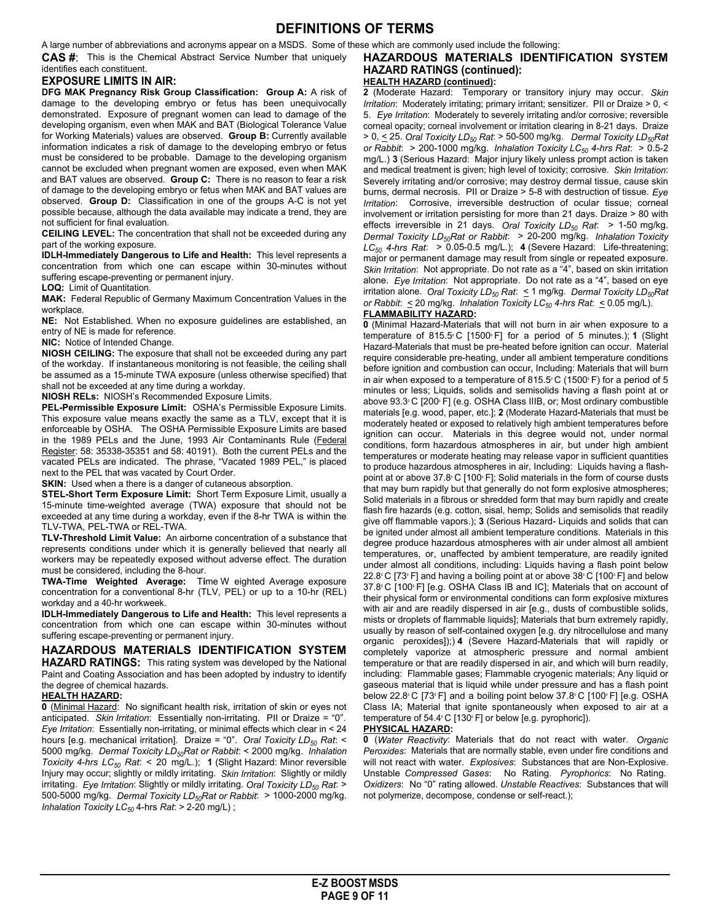# DEFINITIONS OF TERMS

A large number of abbreviations and acronyms appear on a MSDS. Some of these which are commonly used include the following:

**CAS #**: This is the Chemical Abstract Service Number that uniquely identifies each constituent.

## EXPOSURE LIMITS IN AIR:

**DFG MAK Pregnancy Risk Group Classification: Group A:** A risk of damage to the developing embryo or fetus has been unequivocally demonstrated. Exposure of pregnant women can lead to damage of the developing organism, even when MAK and BAT (Biological Tolerance Value for Working Materials) values are observed. **Group B:** Currently available information indicates a risk of damage to the developing embryo or fetus must be considered to be probable. Damage to the developing organism cannot be excluded when pregnant women are exposed, even when MAK and BAT values are observed. **Group C:** There is no reason to fear a risk of damage to the developing embryo or fetus when MAK and BAT values are observed. **Group D:** Classification in one of the groups A-C is not yet possible because, although the data available may indicate a trend, they are not sufficient for final evaluation.

**CEILING LEVEL:** The concentration that shall not be exceeded during any part of the working exposure.

**IDLH-Immediately Dangerous to Life and Health:** This level represents a concentration from which one can escape within 30-minutes without suffering escape-preventing or permanent injury.

**LOQ:** Limit of Quantitation.

**MAK:** Federal Republic of Germany Maximum Concentration Values in the workplace.

**NE:** Not Established. When no exposure guidelines are established, an entry of NE is made for reference.

**NIC:** Notice of Intended Change.

**NIOSH CEILING:** The exposure that shall not be exceeded during any part of the workday. If instantaneous monitoring is not feasible, the ceiling shall be assumed as a 15-minute TWA exposure (unless otherwise specified) that shall not be exceeded at any time during a workday.

**NIOSH RELs:** NIOSH's Recommended Exposure Limits.

**PEL-Permissible Exposure Limit:** OSHA's Permissible Exposure Limits. This exposure value means exactly the same as a TLV, except that it is enforceable by OSHA. The OSHA Permissible Exposure Limits are based in the 1989 PELs and the June, 1993 Air Contaminants Rule (Federal Register: 58: 35338-35351 and 58: 40191). Both the current PELs and the vacated PELs are indicated. The phrase, "Vacated 1989 PEL," is placed next to the PEL that was vacated by Court Order.

**SKIN:** Used when a there is a danger of cutaneous absorption.

**STEL-Short Term Exposure Limit:** Short Term Exposure Limit, usually a 15-minute time-weighted average (TWA) exposure that should not be exceeded at any time during a workday, even if the 8-hr TWA is within the TLV-TWA, PEL-TWA or REL-TWA.

**TLV-Threshold Limit Value:** An airborne concentration of a substance that represents conditions under which it is generally believed that nearly all workers may be repeatedly exposed without adverse effect. The duration must be considered, including the 8-hour.

**TWA-Time Weighted Average:** Time Weighted Average exposure concentration for a conventional 8-hr (TLV, PEL) or up to a 10-hr (REL) workday and a 40-hr workweek.

**IDLH-Immediately Dangerous to Life and Health:** This level represents a concentration from which one can escape within 30-minutes without suffering escape-preventing or permanent injury.

## HAZARDOUS MATERIALS IDENTIFICATION SYSTEM HAZARD RATINGS:

This rating system was developed by the National Paint and Coating Association and has been adopted by industry to identify the degree of chemical hazards.

### HEALTH HAZARD:

**0** (Minimal Hazard: No significant health risk, irritation of skin or eyes not anticipated. *Skin Irritation*: Essentially non-irritating. PII or Draize = "0". *Eye Irritation*: Essentially non-irritating, or minimal effects which clear in < 24 hours [e.g. mechanical irritation]. Draize = "0". *Oral Toxicity $LD_{50}$ Rat*: < 5000 mg/kg. *Dermal Toxicity $LD_{50}$Rat or Rabbit*: < 2000 mg/kg. *Inhalation Toxicity 4-hrs $LC_{50}$ Rat*: < 20 mg/L.); **1** (Slight Hazard: Minor reversible Injury may occur; slightly or mildly irritating. *Skin Irritation*: Slightly or mildly irritating. *Eye Irritation*: Slightly or mildly irritating. *Oral Toxicity $LD_{50}$ Rat*: > 500-5000 mg/kg. *Dermal Toxicity $LD_{50}$Rat or Rabbit*: > 1000-2000 mg/kg. *Inhalation Toxicity $LC_{50}$ 4-hrs Rat*: > 2-20 mg/L) ;

### HAZARDOUS MATERIALS IDENTIFICATION SYSTEM HAZARD RATINGS (continued):

#### HEALTH HAZARD (continued):

**2** (Moderate Hazard: Temporary or transitory injury may occur. *Skin Irritation*: Moderately irritating; primary irritant; sensitizer. PII or Draize > 0, < 5. *Eye Irritation*: Moderately to severely irritating and/or corrosive; reversible corneal opacity; corneal involvement or irritation clearing in 8-21 days. Draize > 0, < 25. *Oral Toxicity $LD_{50}$ Rat*: > 50-500 mg/kg. *Dermal Toxicity $LD_{50}$Rat or Rabbit*: > 200-1000 mg/kg. *Inhalation Toxicity $LC_{50}$ 4-hrs Rat*: > 0.5-2 mg/L.) **3** (Serious Hazard: Major injury likely unless prompt action is taken and medical treatment is given; high level of toxicity; corrosive. *Skin Irritation*: Severely irritating and/or corrosive; may destroy dermal tissue, cause skin burns, dermal necrosis. PII or Draize > 5-8 with destruction of tissue. *Eye Irritation*: Corrosive, irreversible destruction of ocular tissue; corneal involvement or irritation persisting for more than 21 days. Draize > 80 with effects irreversible in 21 days. *Oral Toxicity $LD_{50}$ Rat*: > 1-50 mg/kg. *Dermal Toxicity $LD_{50}$Rat or Rabbit*: > 20-200 mg/kg. *Inhalation Toxicity $LC_{50}$ 4-hrs Rat*: > 0.05-0.5 mg/L.); **4** (Severe Hazard: Life-threatening; major or permanent damage may result from single or repeated exposure. *Skin Irritation*: Not appropriate. Do not rate as a "4", based on skin irritation alone. *Eye Irritation*: Not appropriate. Do not rate as a "4", based on eye irritation alone. *Oral Toxicity $LD_{50}$ Rat*: < 1 mg/kg. *Dermal Toxicity $LD_{50}$Rat or Rabbit*: < 20 mg/kg. *Inhalation Toxicity $LC_{50}$ 4-hrs Rat*: < 0.05 mg/L).

#### FLAMMABILITY HAZARD:

**0** (Minimal Hazard-Materials that will not burn in air when exposure to a temperature of 815.5°C [1500°F] for a period of 5 minutes.); **1** (Slight Hazard-Materials that must be pre-heated before ignition can occur. Material require considerable pre-heating, under all ambient temperature conditions before ignition and combustion can occur, Including: Materials that will burn in air when exposed to a temperature of 815.5°C (1500°F) for a period of 5 minutes or less; Liquids, solids and semisolids having a flash point at or above 93.3°C [200°F] (e.g. OSHA Class IIIB, or; Most ordinary combustible materials [e.g. wood, paper, etc.]; **2** (Moderate Hazard-Materials that must be moderately heated or exposed to relatively high ambient temperatures before ignition can occur. Materials in this degree would not, under normal conditions, form hazardous atmospheres in air, but under high ambient temperatures or moderate heating may release vapor in sufficient quantities to produce hazardous atmospheres in air, Including: Liquids having a flash-point at or above 37.8°C [100°F]; Solid materials in the form of course dusts that may burn rapidly but that generally do not form explosive atmospheres; Solid materials in a fibrous or shredded form that may burn rapidly and create flash fire hazards (e.g. cotton, sisal, hemp; Solids and semisolids that readily give off flammable vapors.); **3** (Serious Hazard- Liquids and solids that can be ignited under almost all ambient temperature conditions. Materials in this degree produce hazardous atmospheres with air under almost all ambient temperatures, or, unaffected by ambient temperature, are readily ignited under almost all conditions, including: Liquids having a flash point below 22.8°C [73°F] and having a boiling point at or above 38°C [100°F] and below 37.8°C [100°F] [e.g. OSHA Class IB and IC]; Materials that on account of their physical form or environmental conditions can form explosive mixtures with air and are readily dispersed in air [e.g., dusts of combustible solids, mists or droplets of flammable liquids]; Materials that burn extremely rapidly, usually by reason of self-contained oxygen [e.g. dry nitrocellulose and many organic peroxides]);) **4** (Severe Hazard-Materials that will rapidly or completely vaporize at atmospheric pressure and normal ambient temperature or that are readily dispersed in air, and which will burn readily, including: Flammable gases; Flammable cryogenic materials; Any liquid or gaseous material that is liquid while under pressure and has a flash point below 22.8°C [73°F] and a boiling point below 37.8°C [100°F] [e.g. OSHA Class IA; Material that ignite spontaneously when exposed to air at a temperature of 54.4°C [130°F] or below [e.g. pyrophoric]).

#### PHYSICAL HAZARD:

**0** (*Water Reactivity*: Materials that do not react with water. *Organic Peroxides*: Materials that are normally stable, even under fire conditions and will not react with water. *Explosives*: Substances that are Non-Explosive. Unstable *Compressed Gases*: No Rating. *Pyrophorics*: No Rating. *Oxidizers*: No "0" rating allowed. *Unstable Reactives*: Substances that will not polymerize, decompose, condense or self-react.);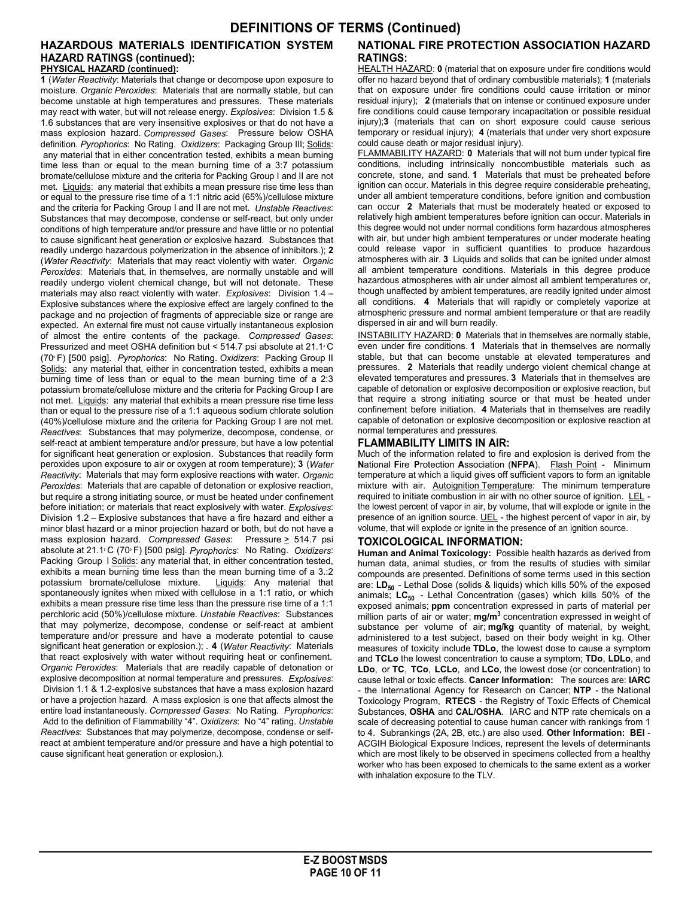# DEFINITIONS OF TERMS (Continued)

## HAZARDOUS MATERIALS IDENTIFICATION SYSTEM HAZARD RATINGS (continued):

**PHYSICAL HAZARD (continued):**

**1** (*Water Reactivity*: Materials that change or decompose upon exposure to moisture. *Organic Peroxides*: Materials that are normally stable, but can become unstable at high temperatures and pressures. These materials may react with water, but will not release energy. *Explosives*: Division 1.5 & 1.6 substances that are very insensitive explosives or that do not have a mass explosion hazard. *Compressed Gases*: Pressure below OSHA definition. *Pyrophorics*: No Rating. *Oxidizers*: Packaging Group III; Solids: any material that in either concentration tested, exhibits a mean burning time less than or equal to the mean burning time of a 3:7 potassium bromate/cellulose mixture and the criteria for Packing Group I and II are not met. Liquids: any material that exhibits a mean pressure rise time less than or equal to the pressure rise time of a 1:1 nitric acid (65%)/cellulose mixture and the criteria for Packing Group I and II are not met. *Unstable Reactives*: Substances that may decompose, condense or self-react, but only under conditions of high temperature and/or pressure and have little or no potential to cause significant heat generation or explosive hazard. Substances that readily undergo hazardous polymerization in the absence of inhibitors.); **2** (*Water Reactivity*: Materials that may react violently with water. *Organic Peroxides*: Materials that, in themselves, are normally unstable and will readily undergo violent chemical change, but will not detonate. These materials may also react violently with water. *Explosives*: Division 1.4 – Explosive substances where the explosive effect are largely confined to the package and no projection of fragments of appreciable size or range are expected. An external fire must not cause virtually instantaneous explosion of almost the entire contents of the package. *Compressed Gases*: Pressurized and meet OSHA definition but < 514.7 psi absolute at 21.1°C (70°F) [500 psig]. *Pyrophorics*: No Rating. *Oxidizers*: Packing Group II Solids: any material that, either in concentration tested, exhibits a mean burning time of less than or equal to the mean burning time of a 2:3 potassium bromate/cellulose mixture and the criteria for Packing Group I are not met. Liquids: any material that exhibits a mean pressure rise time less than or equal to the pressure rise of a 1:1 aqueous sodium chlorate solution (40%)/cellulose mixture and the criteria for Packing Group I are not met. *Reactives*: Substances that may polymerize, decompose, condense, or self-react at ambient temperature and/or pressure, but have a low potential for significant heat generation or explosion. Substances that readily form peroxides upon exposure to air or oxygen at room temperature); **3** (*Water Reactivity*: Materials that may form explosive reactions with water. *Organic Peroxides*: Materials that are capable of detonation or explosive reaction, but require a strong initiating source, or must be heated under confinement before initiation; or materials that react explosively with water. *Explosives*: Division 1.2 – Explosive substances that have a fire hazard and either a minor blast hazard or a minor projection hazard or both, but do not have a mass explosion hazard. *Compressed Gases*: Pressure $\geq$ 514.7 psi absolute at 21.1°C (70°F) [500 psig]. *Pyrophorics*: No Rating. *Oxidizers*: Packing Group I Solids: any material that, in either concentration tested, exhibits a mean burning time less than the mean burning time of a 3.:2 potassium bromate/cellulose mixture. Liquids: Any material that spontaneously ignites when mixed with cellulose in a 1:1 ratio, or which exhibits a mean pressure rise time less than the pressure rise time of a 1:1 perchloric acid (50%)/cellulose mixture. *Unstable Reactives*: Substances that may polymerize, decompose, condense or self-react at ambient temperature and/or pressure and have a moderate potential to cause significant heat generation or explosion.); . **4** (*Water Reactivity*: Materials that react explosively with water without requiring heat or confinement. *Organic Peroxides*: Materials that are readily capable of detonation or explosive decomposition at normal temperature and pressures. *Explosives*: Division 1.1 & 1.2-explosive substances that have a mass explosion hazard or have a projection hazard. A mass explosion is one that affects almost the entire load instantaneously. *Compressed Gases*: No Rating. *Pyrophorics*: Add to the definition of Flammability "4". *Oxidizers*: No "4" rating. *Unstable Reactives*: Substances that may polymerize, decompose, condense or self-react at ambient temperature and/or pressure and have a high potential to cause significant heat generation or explosion.).

## NATIONAL FIRE PROTECTION ASSOCIATION HAZARD RATINGS:

HEALTH HAZARD: **0** (material that on exposure under fire conditions would offer no hazard beyond that of ordinary combustible materials); **1** (materials that on exposure under fire conditions could cause irritation or minor residual injury); **2** (materials that on intense or continued exposure under fire conditions could cause temporary incapacitation or possible residual injury);**3** (materials that can on short exposure could cause serious temporary or residual injury); **4** (materials that under very short exposure could cause death or major residual injury).

FLAMMABILITY HAZARD: **0** Materials that will not burn under typical fire conditions, including intrinsically noncombustible materials such as concrete, stone, and sand. **1** Materials that must be preheated before ignition can occur. Materials in this degree require considerable preheating, under all ambient temperature conditions, before ignition and combustion can occur **2** Materials that must be moderately heated or exposed to relatively high ambient temperatures before ignition can occur. Materials in this degree would not under normal conditions form hazardous atmospheres with air, but under high ambient temperatures or under moderate heating could release vapor in sufficient quantities to produce hazardous atmospheres with air. **3** Liquids and solids that can be ignited under almost all ambient temperature conditions. Materials in this degree produce hazardous atmospheres with air under almost all ambient temperatures or, though unaffected by ambient temperatures, are readily ignited under almost all conditions. **4** Materials that will rapidly or completely vaporize at atmospheric pressure and normal ambient temperature or that are readily dispersed in air and will burn readily.

INSTABILITY HAZARD: **0** Materials that in themselves are normally stable, even under fire conditions. **1** Materials that in themselves are normally stable, but that can become unstable at elevated temperatures and pressures. **2** Materials that readily undergo violent chemical change at elevated temperatures and pressures. **3** Materials that in themselves are capable of detonation or explosive decomposition or explosive reaction, but that require a strong initiating source or that must be heated under confinement before initiation. **4** Materials that in themselves are readily capable of detonation or explosive decomposition or explosive reaction at normal temperatures and pressures.

## FLAMMABILITY LIMITS IN AIR:

Much of the information related to fire and explosion is derived from the **N**ational **F**ire **P**rotection **A**ssociation (**NFPA**). Flash Point - Minimum temperature at which a liquid gives off sufficient vapors to form an ignitable mixture with air. Autoignition Temperature: The minimum temperature required to initiate combustion in air with no other source of ignition. LEL - the lowest percent of vapor in air, by volume, that will explode or ignite in the presence of an ignition source. UEL - the highest percent of vapor in air, by volume, that will explode or ignite in the presence of an ignition source.

## TOXICOLOGICAL INFORMATION:

**Human and Animal Toxicology:** Possible health hazards as derived from human data, animal studies, or from the results of studies with similar compounds are presented. Definitions of some terms used in this section are: **$LD_{50}$** - Lethal Dose (solids & liquids) which kills 50% of the exposed animals; **$LC_{50}$** - Lethal Concentration (gases) which kills 50% of the exposed animals; **ppm** concentration expressed in parts of material per million parts of air or water; **$mg/m^3$** concentration expressed in weight of substance per volume of air; **mg/kg** quantity of material, by weight, administered to a test subject, based on their body weight in kg. Other measures of toxicity include **TDLo**, the lowest dose to cause a symptom and **TCLo** the lowest concentration to cause a symptom; **TDo**, **LDLo**, and **LDo**, or **TC**, **TCo**, **LCLo**, and **LCo**, the lowest dose (or concentration) to cause lethal or toxic effects. **Cancer Information:** The sources are: **IARC** - the International Agency for Research on Cancer; **NTP** - the National Toxicology Program, **RTECS** - the Registry of Toxic Effects of Chemical Substances, **OSHA** and **CAL/OSHA**. IARC and NTP rate chemicals on a scale of decreasing potential to cause human cancer with rankings from 1 to 4. Subrankings (2A, 2B, etc.) are also used. **Other Information: BEI** - ACGIH Biological Exposure Indices, represent the levels of determinants which are most likely to be observed in specimens collected from a healthy worker who has been exposed to chemicals to the same extent as a worker with inhalation exposure to the TLV.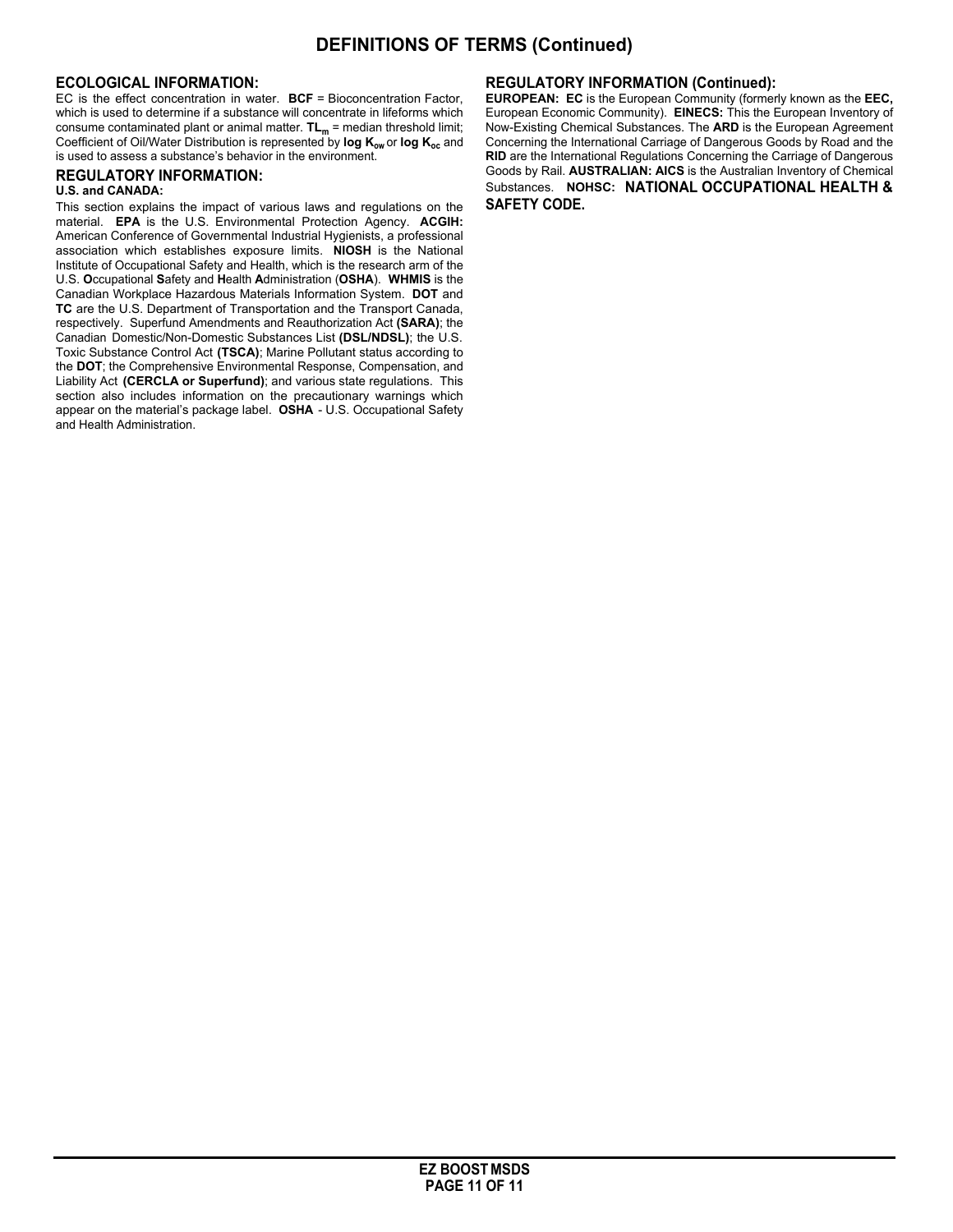# DEFINITIONS OF TERMS (Continued)

## ECOLOGICAL INFORMATION:

EC is the effect concentration in water. **BCF** = Bioconcentration Factor, which is used to determine if a substance will concentrate in lifeforms which consume contaminated plant or animal matter. **$TL_m$** = median threshold limit; Coefficient of Oil/Water Distribution is represented by **log $K_{ow}$** or **log $K_{oc}$** and is used to assess a substance's behavior in the environment.

## REGULATORY INFORMATION:

**U.S. and CANADA:**

This section explains the impact of various laws and regulations on the material. **EPA** is the U.S. Environmental Protection Agency. **ACGIH:** American Conference of Governmental Industrial Hygienists, a professional association which establishes exposure limits. **NIOSH** is the National Institute of Occupational Safety and Health, which is the research arm of the U.S. **O**ccupational **S**afety and **H**ealth **A**dministration (**OSHA**). **WHMIS** is the Canadian Workplace Hazardous Materials Information System. **DOT** and **TC** are the U.S. Department of Transportation and the Transport Canada, respectively. Superfund Amendments and Reauthorization Act **(SARA)**; the Canadian Domestic/Non-Domestic Substances List **(DSL/NDSL)**; the U.S. Toxic Substance Control Act **(TSCA)**; Marine Pollutant status according to the **DOT**; the Comprehensive Environmental Response, Compensation, and Liability Act **(CERCLA or Superfund)**; and various state regulations. This section also includes information on the precautionary warnings which appear on the material's package label. **OSHA** - U.S. Occupational Safety and Health Administration.

## REGULATORY INFORMATION (Continued):

**EUROPEAN: EC** is the European Community (formerly known as the **EEC,** European Economic Community). **EINECS:** This the European Inventory of Now-Existing Chemical Substances. The **ARD** is the European Agreement Concerning the International Carriage of Dangerous Goods by Road and the **RID** are the International Regulations Concerning the Carriage of Dangerous Goods by Rail. **AUSTRALIAN: AICS** is the Australian Inventory of Chemical Substances. **NOHSC: NATIONAL OCCUPATIONAL HEALTH & SAFETY CODE.**